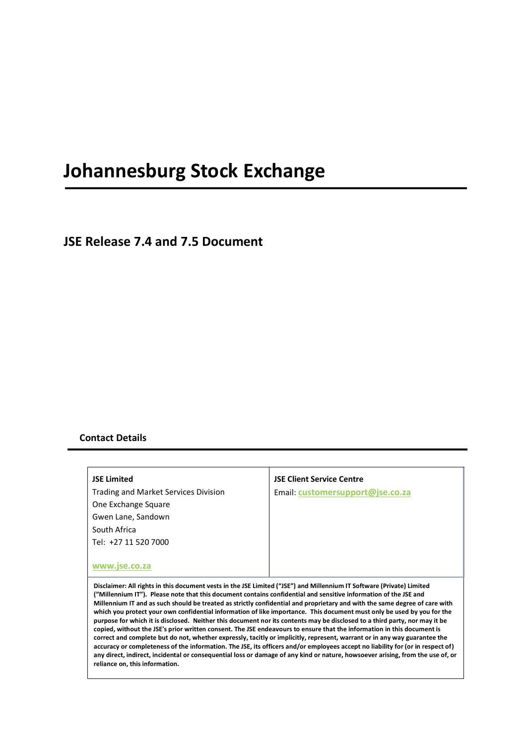# Johannesburg Stock Exchange

## JSE Release 7.4 and 7.5 Document

### Contact Details

| **JSE Limited**<br>Trading and Market Services Division<br>One Exchange Square<br>Gwen Lane, Sandown<br>South Africa<br>Tel: +27 11 520 7000<br><br>www.jse.co.za | **JSE Client Service Centre**<br>Email: **customersupport@jse.co.za** |
|---|---|

**Disclaimer: All rights in this document vests in the JSE Limited ("JSE") and Millennium IT Software (Private) Limited ("Millennium IT"). Please note that this document contains confidential and sensitive information of the JSE and Millennium IT and as such should be treated as strictly confidential and proprietary and with the same degree of care with which you protect your own confidential information of like importance. This document must only be used by you for the purpose for which it is disclosed. Neither this document nor its contents may be disclosed to a third party, nor may it be copied, without the JSE's prior written consent. The JSE endeavours to ensure that the information in this document is correct and complete but do not, whether expressly, tacitly or implicitly, represent, warrant or in any way guarantee the accuracy or completeness of the information. The JSE, its officers and/or employees accept no liability for (or in respect of) any direct, indirect, incidental or consequential loss or damage of any kind or nature, howsoever arising, from the use of, or reliance on, this information.**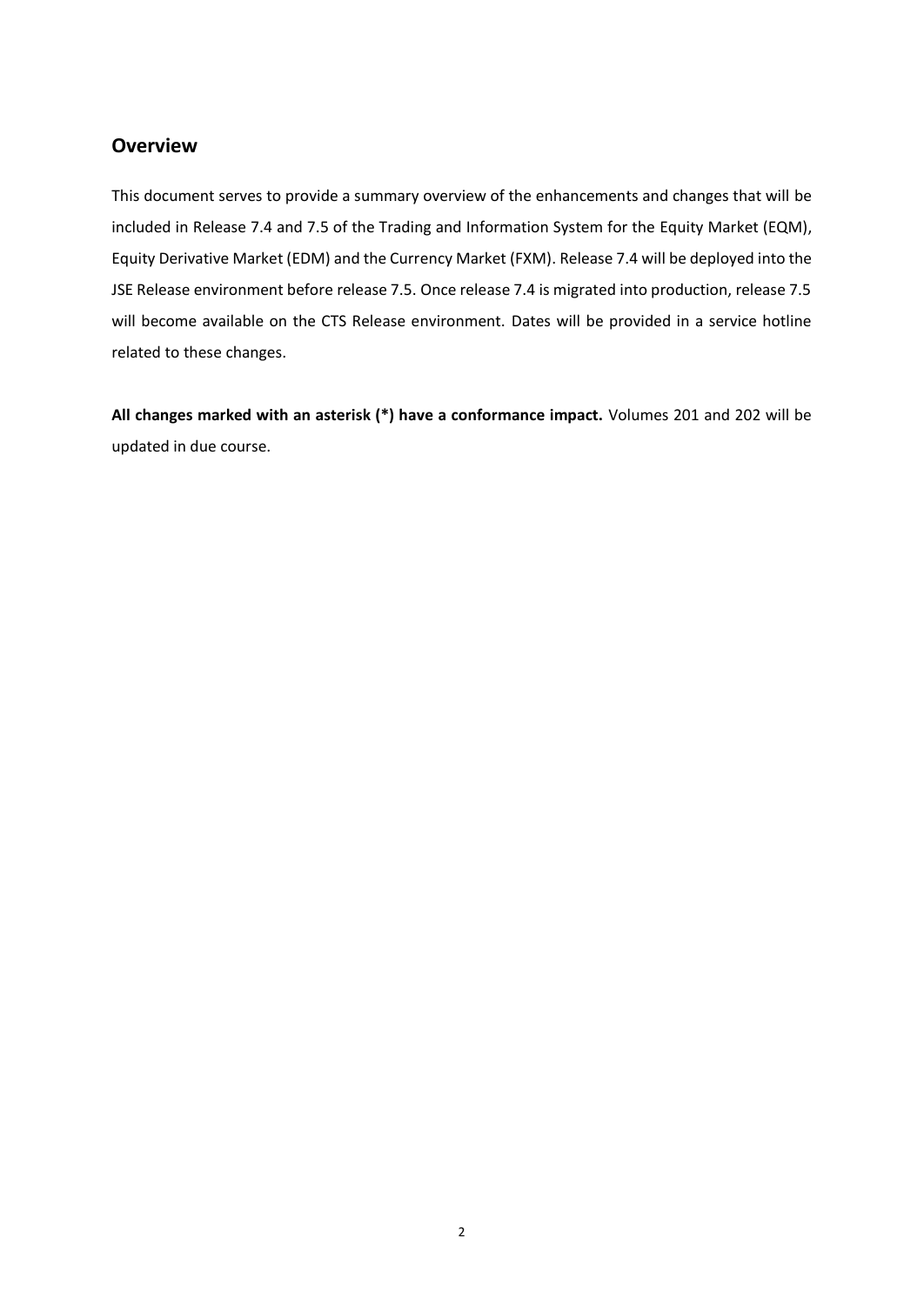## Overview

This document serves to provide a summary overview of the enhancements and changes that will be included in Release 7.4 and 7.5 of the Trading and Information System for the Equity Market (EQM), Equity Derivative Market (EDM) and the Currency Market (FXM). Release 7.4 will be deployed into the JSE Release environment before release 7.5. Once release 7.4 is migrated into production, release 7.5 will become available on the CTS Release environment. Dates will be provided in a service hotline related to these changes.

**All changes marked with an asterisk (*) have a conformance impact.** Volumes 201 and 202 will be updated in due course.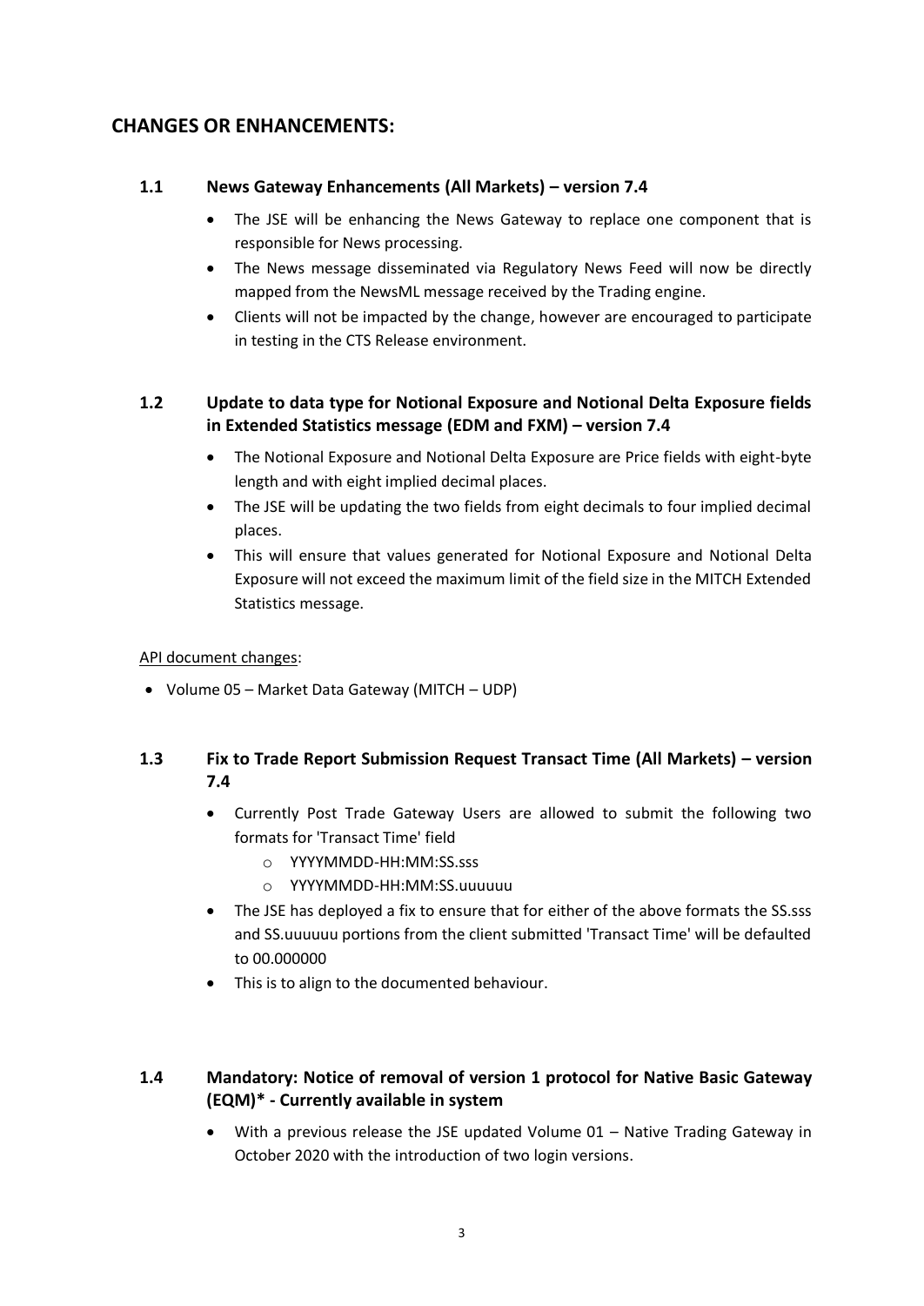## CHANGES OR ENHANCEMENTS:

### 1.1 News Gateway Enhancements (All Markets) – version 7.4

- The JSE will be enhancing the News Gateway to replace one component that is responsible for News processing.
- The News message disseminated via Regulatory News Feed will now be directly mapped from the NewsML message received by the Trading engine.
- Clients will not be impacted by the change, however are encouraged to participate in testing in the CTS Release environment.

### 1.2 Update to data type for Notional Exposure and Notional Delta Exposure fields in Extended Statistics message (EDM and FXM) – version 7.4

- The Notional Exposure and Notional Delta Exposure are Price fields with eight-byte length and with eight implied decimal places.
- The JSE will be updating the two fields from eight decimals to four implied decimal places.
- This will ensure that values generated for Notional Exposure and Notional Delta Exposure will not exceed the maximum limit of the field size in the MITCH Extended Statistics message.

API document changes:

- Volume 05 – Market Data Gateway (MITCH – UDP)

### 1.3 Fix to Trade Report Submission Request Transact Time (All Markets) – version 7.4

- Currently Post Trade Gateway Users are allowed to submit the following two formats for 'Transact Time' field
  - YYYYMMDD-HH:MM:SS.sss
  - YYYYMMDD-HH:MM:SS.uuuuuu
- The JSE has deployed a fix to ensure that for either of the above formats the SS.sss and SS.uuuuuu portions from the client submitted 'Transact Time' will be defaulted to 00.000000
- This is to align to the documented behaviour.

### 1.4 Mandatory: Notice of removal of version 1 protocol for Native Basic Gateway (EQM)* - Currently available in system

- With a previous release the JSE updated Volume 01 – Native Trading Gateway in October 2020 with the introduction of two login versions.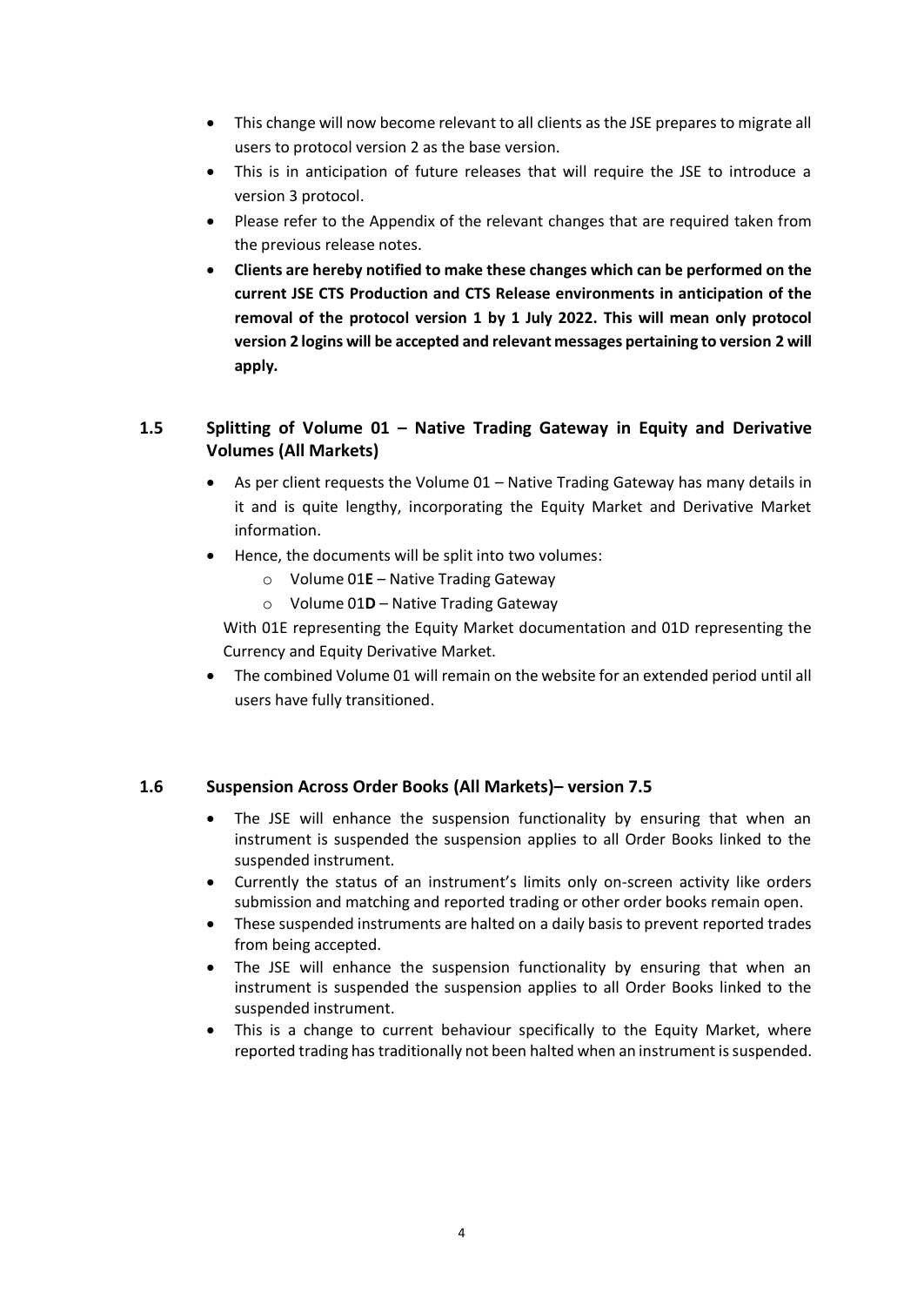- This change will now become relevant to all clients as the JSE prepares to migrate all users to protocol version 2 as the base version.
- This is in anticipation of future releases that will require the JSE to introduce a version 3 protocol.
- Please refer to the Appendix of the relevant changes that are required taken from the previous release notes.
- **Clients are hereby notified to make these changes which can be performed on the current JSE CTS Production and CTS Release environments in anticipation of the removal of the protocol version 1 by 1 July 2022. This will mean only protocol version 2 logins will be accepted and relevant messages pertaining to version 2 will apply.**

### 1.5 Splitting of Volume 01 – Native Trading Gateway in Equity and Derivative Volumes (All Markets)

- As per client requests the Volume 01 – Native Trading Gateway has many details in it and is quite lengthy, incorporating the Equity Market and Derivative Market information.
- Hence, the documents will be split into two volumes:
  - Volume 01**E** – Native Trading Gateway
  - Volume 01**D** – Native Trading Gateway

  With 01E representing the Equity Market documentation and 01D representing the Currency and Equity Derivative Market.
- The combined Volume 01 will remain on the website for an extended period until all users have fully transitioned.

### 1.6 Suspension Across Order Books (All Markets)– version 7.5

- The JSE will enhance the suspension functionality by ensuring that when an instrument is suspended the suspension applies to all Order Books linked to the suspended instrument.
- Currently the status of an instrument's limits only on-screen activity like orders submission and matching and reported trading or other order books remain open.
- These suspended instruments are halted on a daily basis to prevent reported trades from being accepted.
- The JSE will enhance the suspension functionality by ensuring that when an instrument is suspended the suspension applies to all Order Books linked to the suspended instrument.
- This is a change to current behaviour specifically to the Equity Market, where reported trading has traditionally not been halted when an instrument is suspended.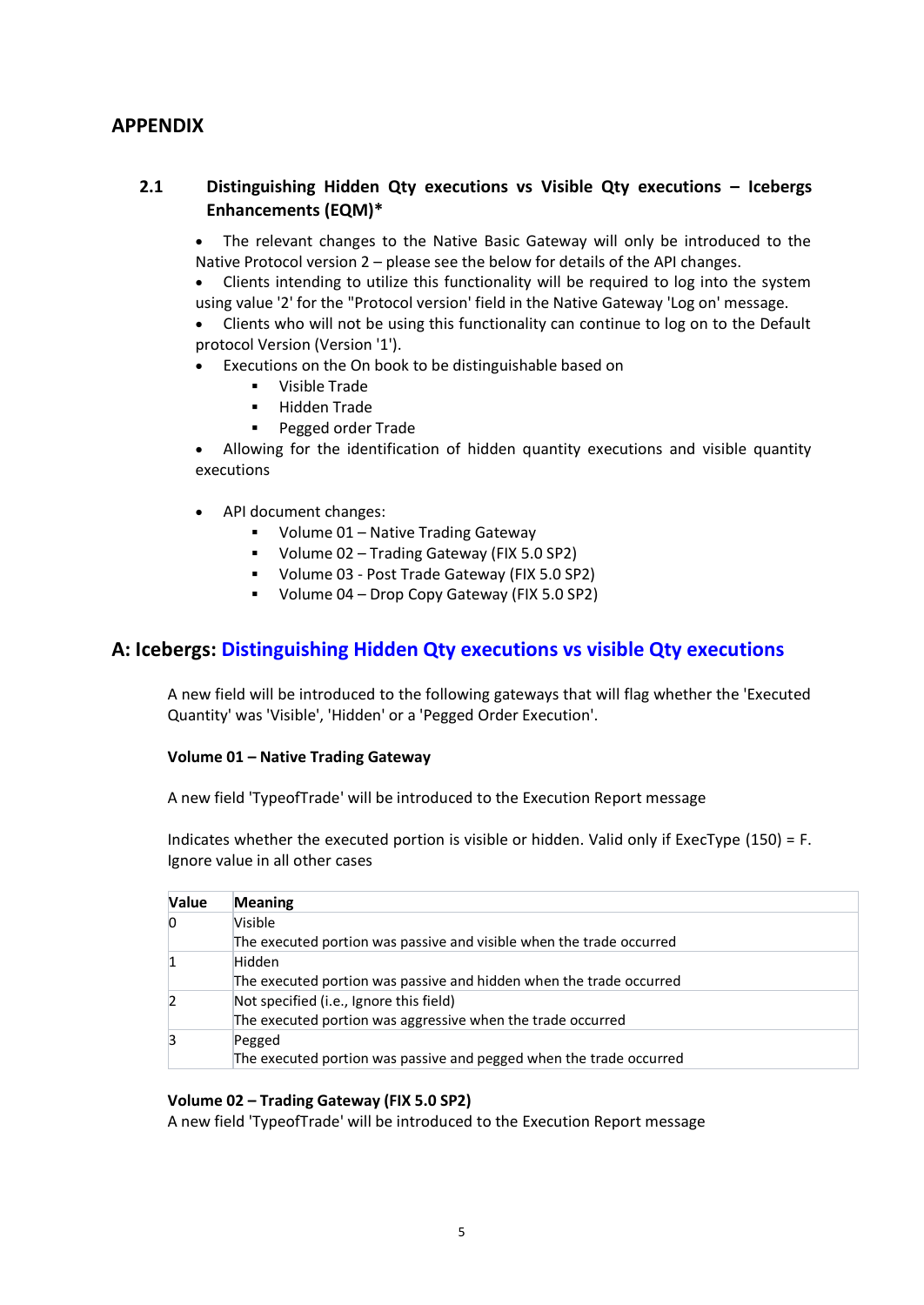# APPENDIX

## 2.1 Distinguishing Hidden Qty executions vs Visible Qty executions – Icebergs Enhancements (EQM)*

- The relevant changes to the Native Basic Gateway will only be introduced to the Native Protocol version 2 – please see the below for details of the API changes.
- Clients intending to utilize this functionality will be required to log into the system using value '2' for the "Protocol version' field in the Native Gateway 'Log on' message.
- Clients who will not be using this functionality can continue to log on to the Default protocol Version (Version '1').
- Executions on the On book to be distinguishable based on
  - Visible Trade
  - Hidden Trade
  - Pegged order Trade
- Allowing for the identification of hidden quantity executions and visible quantity executions

- API document changes:
  - Volume 01 – Native Trading Gateway
  - Volume 02 – Trading Gateway (FIX 5.0 SP2)
  - Volume 03 - Post Trade Gateway (FIX 5.0 SP2)
  - Volume 04 – Drop Copy Gateway (FIX 5.0 SP2)

## A: Icebergs: Distinguishing Hidden Qty executions vs visible Qty executions

A new field will be introduced to the following gateways that will flag whether the 'Executed Quantity' was 'Visible', 'Hidden' or a 'Pegged Order Execution'.

**Volume 01 – Native Trading Gateway**

A new field 'TypeofTrade' will be introduced to the Execution Report message

Indicates whether the executed portion is visible or hidden. Valid only if ExecType (150) = F. Ignore value in all other cases

| Value | Meaning |
|---|---|
| 0 | Visible<br>The executed portion was passive and visible when the trade occurred |
| 1 | Hidden<br>The executed portion was passive and hidden when the trade occurred |
| 2 | Not specified (i.e., Ignore this field)<br>The executed portion was aggressive when the trade occurred |
| 3 | Pegged<br>The executed portion was passive and pegged when the trade occurred |

**Volume 02 – Trading Gateway (FIX 5.0 SP2)**

A new field 'TypeofTrade' will be introduced to the Execution Report message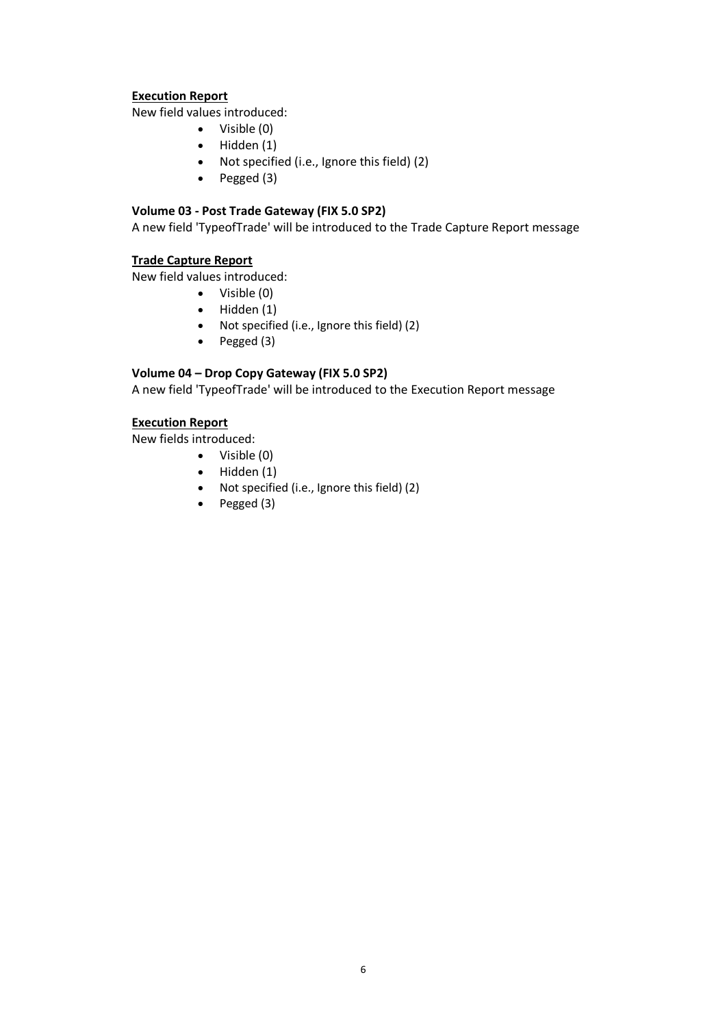**<u>Execution Report</u>**

New field values introduced:

- Visible (0)
- Hidden (1)
- Not specified (i.e., Ignore this field) (2)
- Pegged (3)

**Volume 03 - Post Trade Gateway (FIX 5.0 SP2)**

A new field 'TypeofTrade' will be introduced to the Trade Capture Report message

**<u>Trade Capture Report</u>**

New field values introduced:

- Visible (0)
- Hidden (1)
- Not specified (i.e., Ignore this field) (2)
- Pegged (3)

**Volume 04 – Drop Copy Gateway (FIX 5.0 SP2)**

A new field 'TypeofTrade' will be introduced to the Execution Report message

**<u>Execution Report</u>**

New fields introduced:

- Visible (0)
- Hidden (1)
- Not specified (i.e., Ignore this field) (2)
- Pegged (3)